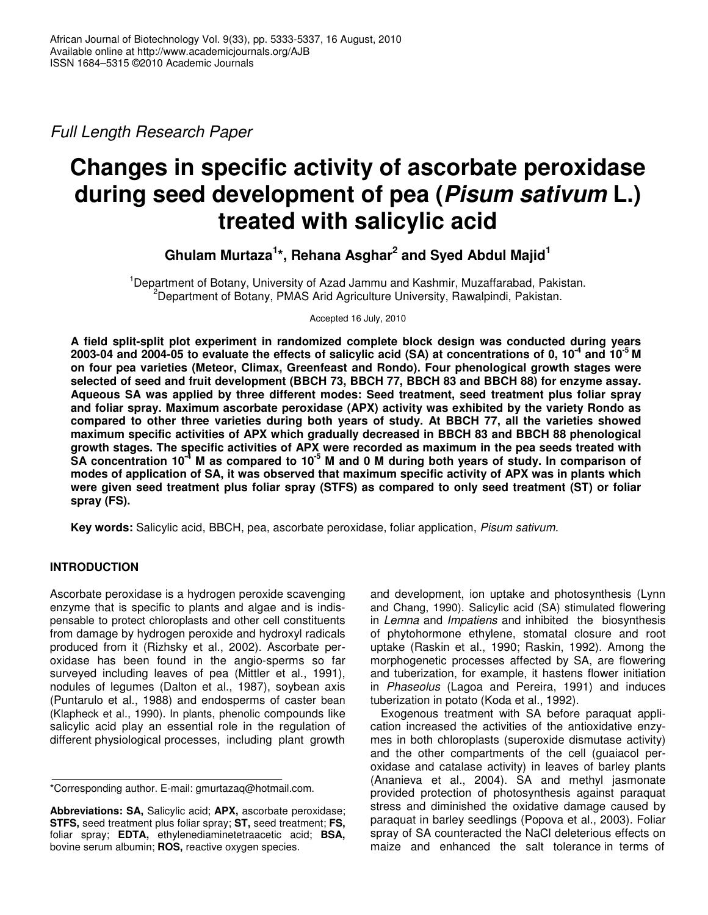*Full Length Research Paper*

# Changes in specific activity of ascorbate peroxidase during seed development of pea (*Pisum sativum* L.) treated with salicylic acid

**Ghulam Murtaza[1]\*, Rehana Asghar[2] and Syed Abdul Majid[1]**

[1]Department of Botany, University of Azad Jammu and Kashmir, Muzaffarabad, Pakistan.
[2]Department of Botany, PMAS Arid Agriculture University, Rawalpindi, Pakistan.

Accepted 16 July, 2010

**A field split-split plot experiment in randomized complete block design was conducted during years 2003-04 and 2004-05 to evaluate the effects of salicylic acid (SA) at concentrations of 0, $10^{-4}$ and $10^{-5}$ M on four pea varieties (Meteor, Climax, Greenfeast and Rondo). Four phenological growth stages were selected of seed and fruit development (BBCH 73, BBCH 77, BBCH 83 and BBCH 88) for enzyme assay. Aqueous SA was applied by three different modes: Seed treatment, seed treatment plus foliar spray and foliar spray. Maximum ascorbate peroxidase (APX) activity was exhibited by the variety Rondo as compared to other three varieties during both years of study. At BBCH 77, all the varieties showed maximum specific activities of APX which gradually decreased in BBCH 83 and BBCH 88 phenological growth stages. The specific activities of APX were recorded as maximum in the pea seeds treated with SA concentration $10^{-4}$ M as compared to $10^{-5}$ M and 0 M during both years of study. In comparison of modes of application of SA, it was observed that maximum specific activity of APX was in plants which were given seed treatment plus foliar spray (STFS) as compared to only seed treatment (ST) or foliar spray (FS).**

**Key words:** Salicylic acid, BBCH, pea, ascorbate peroxidase, foliar application, *Pisum sativum.*

## INTRODUCTION

Ascorbate peroxidase is a hydrogen peroxide scavenging enzyme that is specific to plants and algae and is indispensable to protect chloroplasts and other cell constituents from damage by hydrogen peroxide and hydroxyl radicals produced from it (Rizhsky et al., 2002). Ascorbate peroxidase has been found in the angio-sperms so far surveyed including leaves of pea (Mittler et al., 1991), nodules of legumes (Dalton et al., 1987), soybean axis (Puntarulo et al., 1988) and endosperms of caster bean (Klapheck et al., 1990). In plants, phenolic compounds like salicylic acid play an essential role in the regulation of different physiological processes, including plant growth and development, ion uptake and photosynthesis (Lynn and Chang, 1990). Salicylic acid (SA) stimulated flowering in *Lemna* and *Impatiens* and inhibited the biosynthesis of phytohormone ethylene, stomatal closure and root uptake (Raskin et al., 1990; Raskin, 1992). Among the morphogenetic processes affected by SA, are flowering and tuberization, for example, it hastens flower initiation in *Phaseolus* (Lagoa and Pereira, 1991) and induces tuberization in potato (Koda et al., 1992).

Exogenous treatment with SA before paraquat application increased the activities of the antioxidative enzymes in both chloroplasts (superoxide dismutase activity) and the other compartments of the cell (guaiacol peroxidase and catalase activity) in leaves of barley plants (Ananieva et al., 2004). SA and methyl jasmonate provided protection of photosynthesis against paraquat stress and diminished the oxidative damage caused by paraquat in barley seedlings (Popova et al., 2003). Foliar spray of SA counteracted the NaCl deleterious effects on maize and enhanced the salt tolerance in terms of

\*Corresponding author. E-mail: gmurtazaq@hotmail.com.

**Abbreviations: SA,** Salicylic acid; **APX,** ascorbate peroxidase; **STFS,** seed treatment plus foliar spray; **ST,** seed treatment; **FS,** foliar spray; **EDTA,** ethylenediaminetetraacetic acid; **BSA,** bovine serum albumin; **ROS,** reactive oxygen species.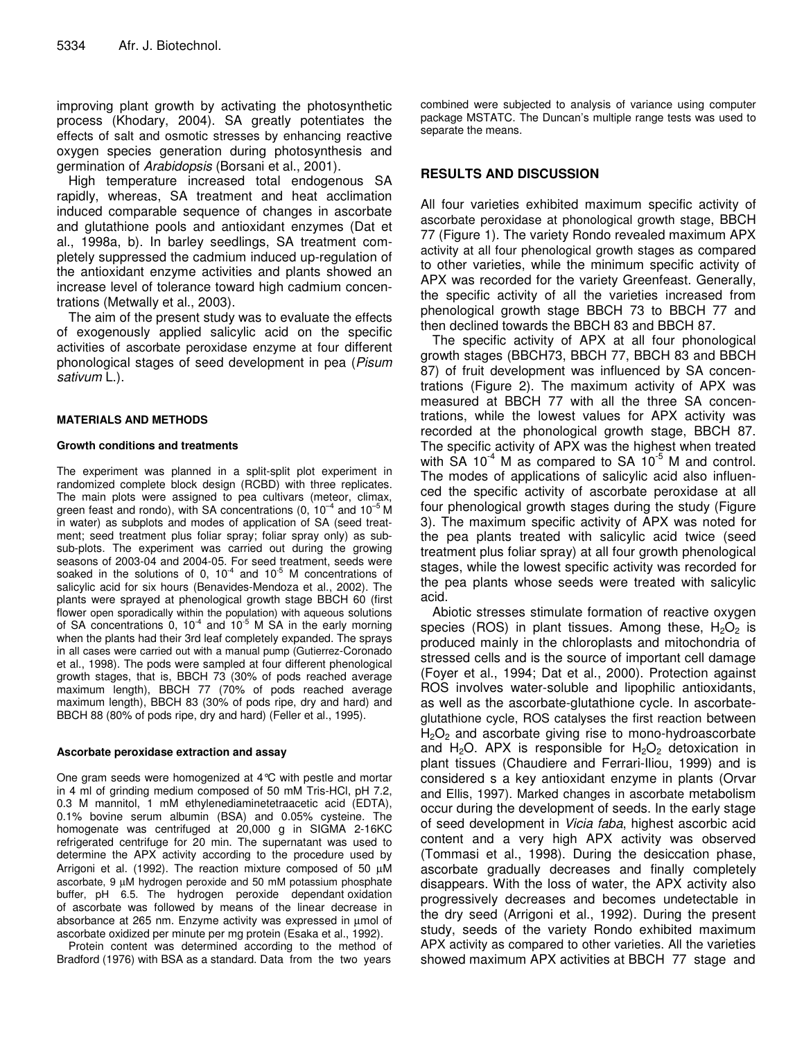improving plant growth by activating the photosynthetic process (Khodary, 2004). SA greatly potentiates the effects of salt and osmotic stresses by enhancing reactive oxygen species generation during photosynthesis and germination of *Arabidopsis* (Borsani et al., 2001).

High temperature increased total endogenous SA rapidly, whereas, SA treatment and heat acclimation induced comparable sequence of changes in ascorbate and glutathione pools and antioxidant enzymes (Dat et al., 1998a, b). In barley seedlings, SA treatment completely suppressed the cadmium induced up-regulation of the antioxidant enzyme activities and plants showed an increase level of tolerance toward high cadmium concentrations (Metwally et al., 2003).

The aim of the present study was to evaluate the effects of exogenously applied salicylic acid on the specific activities of ascorbate peroxidase enzyme at four different phonological stages of seed development in pea (*Pisum sativum* L.).

## MATERIALS AND METHODS

### Growth conditions and treatments

The experiment was planned in a split-split plot experiment in randomized complete block design (RCBD) with three replicates. The main plots were assigned to pea cultivars (meteor, climax, green feast and rondo), with SA concentrations (0, $10^{-4}$ and $10^{-5}$ M in water) as subplots and modes of application of SA (seed treatment; seed treatment plus foliar spray; foliar spray only) as sub-sub-plots. The experiment was carried out during the growing seasons of 2003-04 and 2004-05. For seed treatment, seeds were soaked in the solutions of 0, $10^{-4}$ and $10^{-5}$ M concentrations of salicylic acid for six hours (Benavides-Mendoza et al., 2002). The plants were sprayed at phenological growth stage BBCH 60 (first flower open sporadically within the population) with aqueous solutions of SA concentrations 0, $10^{-4}$ and $10^{-5}$ M SA in the early morning when the plants had their 3rd leaf completely expanded. The sprays in all cases were carried out with a manual pump (Gutierrez-Coronado et al., 1998). The pods were sampled at four different phenological growth stages, that is, BBCH 73 (30% of pods reached average maximum length), BBCH 77 (70% of pods reached average maximum length), BBCH 83 (30% of pods ripe, dry and hard) and BBCH 88 (80% of pods ripe, dry and hard) (Feller et al., 1995).

### Ascorbate peroxidase extraction and assay

One gram seeds were homogenized at 4°C with pestle and mortar in 4 ml of grinding medium composed of 50 mM Tris-HCl, pH 7.2, 0.3 M mannitol, 1 mM ethylenediaminetetraacetic acid (EDTA), 0.1% bovine serum albumin (BSA) and 0.05% cysteine. The homogenate was centrifuged at 20,000 g in SIGMA 2-16KC refrigerated centrifuge for 20 min. The supernatant was used to determine the APX activity according to the procedure used by Arrigoni et al. (1992). The reaction mixture composed of 50 μM ascorbate, 9 μM hydrogen peroxide and 50 mM potassium phosphate buffer, pH 6.5. The hydrogen peroxide dependant oxidation of ascorbate was followed by means of the linear decrease in absorbance at 265 nm. Enzyme activity was expressed in μmol of ascorbate oxidized per minute per mg protein (Esaka et al., 1992).

Protein content was determined according to the method of Bradford (1976) with BSA as a standard. Data from the two years combined were subjected to analysis of variance using computer package MSTATC. The Duncan's multiple range tests was used to separate the means.

## RESULTS AND DISCUSSION

All four varieties exhibited maximum specific activity of ascorbate peroxidase at phonological growth stage, BBCH 77 (Figure 1). The variety Rondo revealed maximum APX activity at all four phenological growth stages as compared to other varieties, while the minimum specific activity of APX was recorded for the variety Greenfeast. Generally, the specific activity of all the varieties increased from phenological growth stage BBCH 73 to BBCH 77 and then declined towards the BBCH 83 and BBCH 87.

The specific activity of APX at all four phonological growth stages (BBCH73, BBCH 77, BBCH 83 and BBCH 87) of fruit development was influenced by SA concentrations (Figure 2). The maximum activity of APX was measured at BBCH 77 with all the three SA concentrations, while the lowest values for APX activity was recorded at the phonological growth stage, BBCH 87. The specific activity of APX was the highest when treated with SA $10^{-4}$ M as compared to SA $10^{-5}$ M and control. The modes of applications of salicylic acid also influenced the specific activity of ascorbate peroxidase at all four phenological growth stages during the study (Figure 3). The maximum specific activity of APX was noted for the pea plants treated with salicylic acid twice (seed treatment plus foliar spray) at all four growth phenological stages, while the lowest specific activity was recorded for the pea plants whose seeds were treated with salicylic acid.

Abiotic stresses stimulate formation of reactive oxygen species (ROS) in plant tissues. Among these, $H_2O_2$ is produced mainly in the chloroplasts and mitochondria of stressed cells and is the source of important cell damage (Foyer et al., 1994; Dat et al., 2000). Protection against ROS involves water-soluble and lipophilic antioxidants, as well as the ascorbate-glutathione cycle. In ascorbate-glutathione cycle, ROS catalyses the first reaction between $H_2O_2$ and ascorbate giving rise to mono-hydroascorbate and $H_2O$. APX is responsible for $H_2O_2$ detoxication in plant tissues (Chaudiere and Ferrari-Iliou, 1999) and is considered s a key antioxidant enzyme in plants (Orvar and Ellis, 1997). Marked changes in ascorbate metabolism occur during the development of seeds. In the early stage of seed development in *Vicia faba*, highest ascorbic acid content and a very high APX activity was observed (Tommasi et al., 1998). During the desiccation phase, ascorbate gradually decreases and finally completely disappears. With the loss of water, the APX activity also progressively decreases and becomes undetectable in the dry seed (Arrigoni et al., 1992). During the present study, seeds of the variety Rondo exhibited maximum APX activity as compared to other varieties. All the varieties showed maximum APX activities at BBCH 77 stage and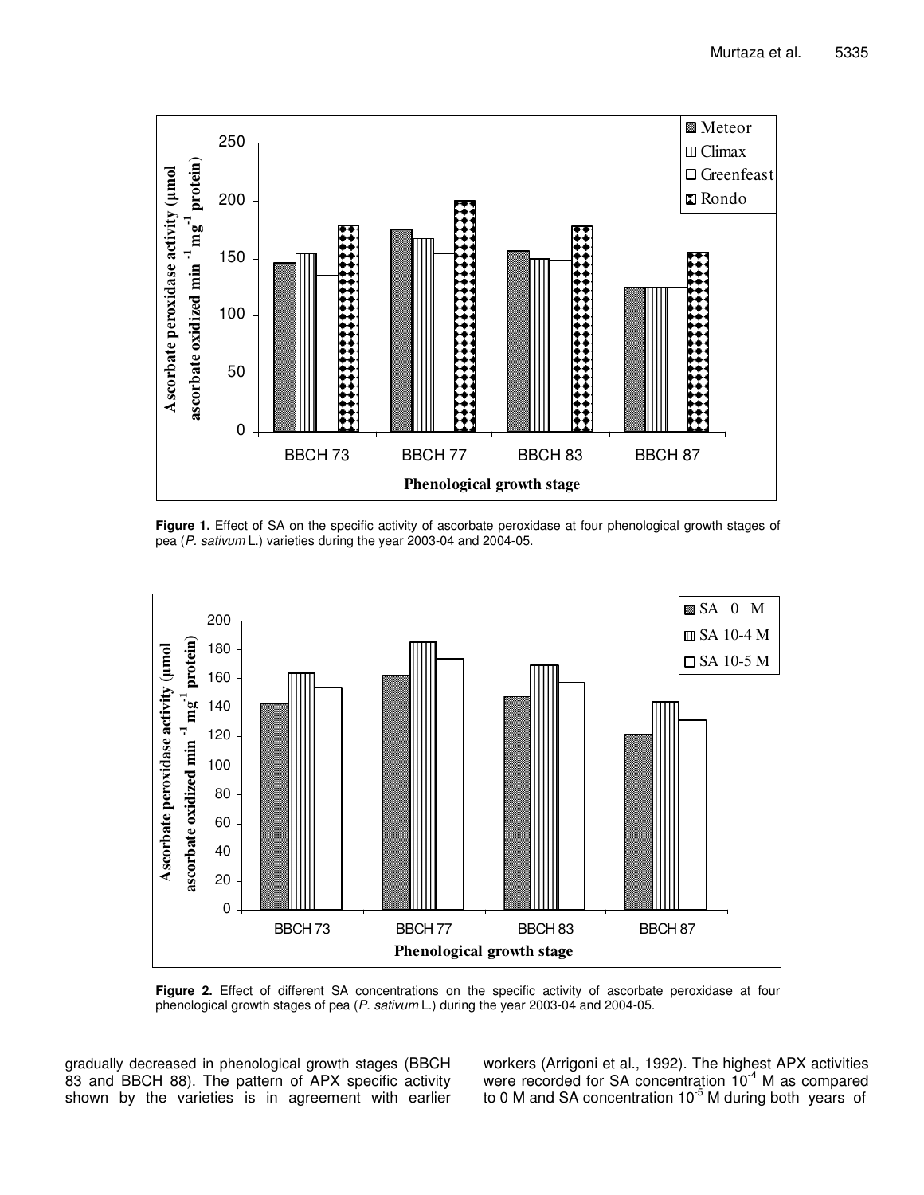**Figure 1.** Effect of SA on the specific activity of ascorbate peroxidase at four phenological growth stages of pea (*P. sativum* L.) varieties during the year 2003-04 and 2004-05.

**Figure 2.** Effect of different SA concentrations on the specific activity of ascorbate peroxidase at four phenological growth stages of pea (*P. sativum* L.) during the year 2003-04 and 2004-05.

gradually decreased in phenological growth stages (BBCH 83 and BBCH 88). The pattern of APX specific activity shown by the varieties is in agreement with earlier workers (Arrigoni et al., 1992). The highest APX activities were recorded for SA concentration $10^{-4}$ M as compared to 0 M and SA concentration $10^{-5}$ M during both years of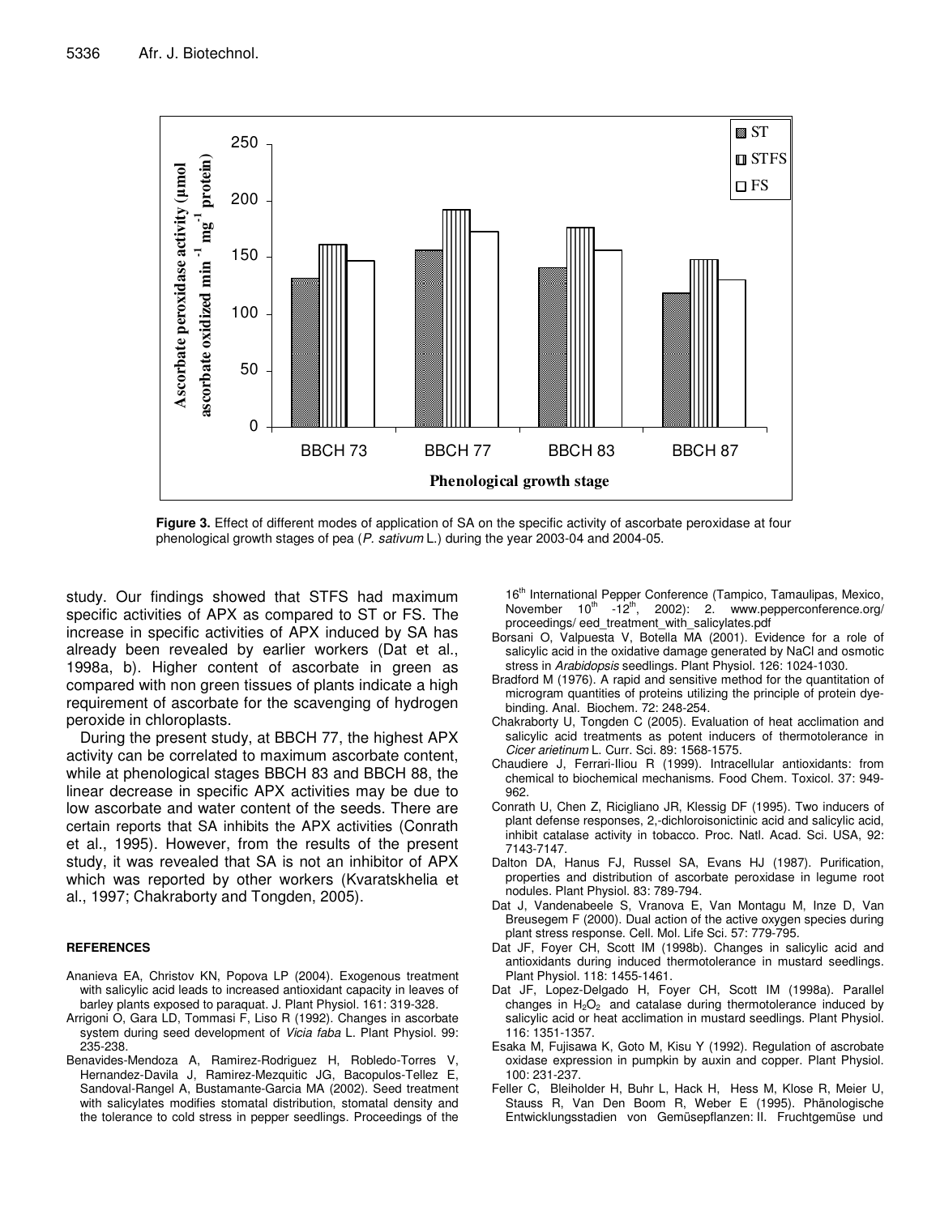**Figure 3.** Effect of different modes of application of SA on the specific activity of ascorbate peroxidase at four phenological growth stages of pea (*P. sativum* L.) during the year 2003-04 and 2004-05.

study. Our findings showed that STFS had maximum specific activities of APX as compared to ST or FS. The increase in specific activities of APX induced by SA has already been revealed by earlier workers (Dat et al., 1998a, b). Higher content of ascorbate in green as compared with non green tissues of plants indicate a high requirement of ascorbate for the scavenging of hydrogen peroxide in chloroplasts.

During the present study, at BBCH 77, the highest APX activity can be correlated to maximum ascorbate content, while at phenological stages BBCH 83 and BBCH 88, the linear decrease in specific APX activities may be due to low ascorbate and water content of the seeds. There are certain reports that SA inhibits the APX activities (Conrath et al., 1995). However, from the results of the present study, it was revealed that SA is not an inhibitor of APX which was reported by other workers (Kvaratskhelia et al., 1997; Chakraborty and Tongden, 2005).

## REFERENCES

Ananieva EA, Christov KN, Popova LP (2004). Exogenous treatment with salicylic acid leads to increased antioxidant capacity in leaves of barley plants exposed to paraquat. J. Plant Physiol. 161: 319-328.

Arrigoni O, Gara LD, Tommasi F, Liso R (1992). Changes in ascorbate system during seed development of *Vicia faba* L. Plant Physiol. 99: 235-238.

Benavides-Mendoza A, Ramirez-Rodriguez H, Robledo-Torres V, Hernandez-Davila J, Ramirez-Mezquitic JG, Bacopulos-Tellez E, Sandoval-Rangel A, Bustamante-Garcia MA (2002). Seed treatment with salicylates modifies stomatal distribution, stomatal density and the tolerance to cold stress in pepper seedlings. Proceedings of the 16th International Pepper Conference (Tampico, Tamaulipas, Mexico, November 10th -12th, 2002): 2. www.pepperconference.org/ proceedings/ eed_treatment_with_salicylates.pdf

Borsani O, Valpuesta V, Botella MA (2001). Evidence for a role of salicylic acid in the oxidative damage generated by NaCl and osmotic stress in *Arabidopsis* seedlings. Plant Physiol. 126: 1024-1030.

Bradford M (1976). A rapid and sensitive method for the quantitation of microgram quantities of proteins utilizing the principle of protein dye-binding. Anal. Biochem. 72: 248-254.

Chakraborty U, Tongden C (2005). Evaluation of heat acclimation and salicylic acid treatments as potent inducers of thermotolerance in *Cicer arietinum* L. Curr. Sci. 89: 1568-1575.

Chaudiere J, Ferrari-Iliou R (1999). Intracellular antioxidants: from chemical to biochemical mechanisms. Food Chem. Toxicol. 37: 949-962.

Conrath U, Chen Z, Ricigliano JR, Klessig DF (1995). Two inducers of plant defense responses, 2,-dichloroisonictinic acid and salicylic acid, inhibit catalase activity in tobacco. Proc. Natl. Acad. Sci. USA, 92: 7143-7147.

Dalton DA, Hanus FJ, Russel SA, Evans HJ (1987). Purification, properties and distribution of ascorbate peroxidase in legume root nodules. Plant Physiol. 83: 789-794.

Dat J, Vandenabeele S, Vranova E, Van Montagu M, Inze D, Van Breusegem F (2000). Dual action of the active oxygen species during plant stress response. Cell. Mol. Life Sci. 57: 779-795.

Dat JF, Foyer CH, Scott IM (1998b). Changes in salicylic acid and antioxidants during induced thermotolerance in mustard seedlings. Plant Physiol. 118: 1455-1461.

Dat JF, Lopez-Delgado H, Foyer CH, Scott IM (1998a). Parallel changes in $H_2O_2$ and catalase during thermotolerance induced by salicylic acid or heat acclimation in mustard seedlings. Plant Physiol. 116: 1351-1357.

Esaka M, Fujisawa K, Goto M, Kisu Y (1992). Regulation of ascrobate oxidase expression in pumpkin by auxin and copper. Plant Physiol. 100: 231-237.

Feller C, Bleiholder H, Buhr L, Hack H, Hess M, Klose R, Meier U, Stauss R, Van Den Boom R, Weber E (1995). Phänologische Entwicklungsstadien von Gemüsepflanzen: II. Fruchtgemüse und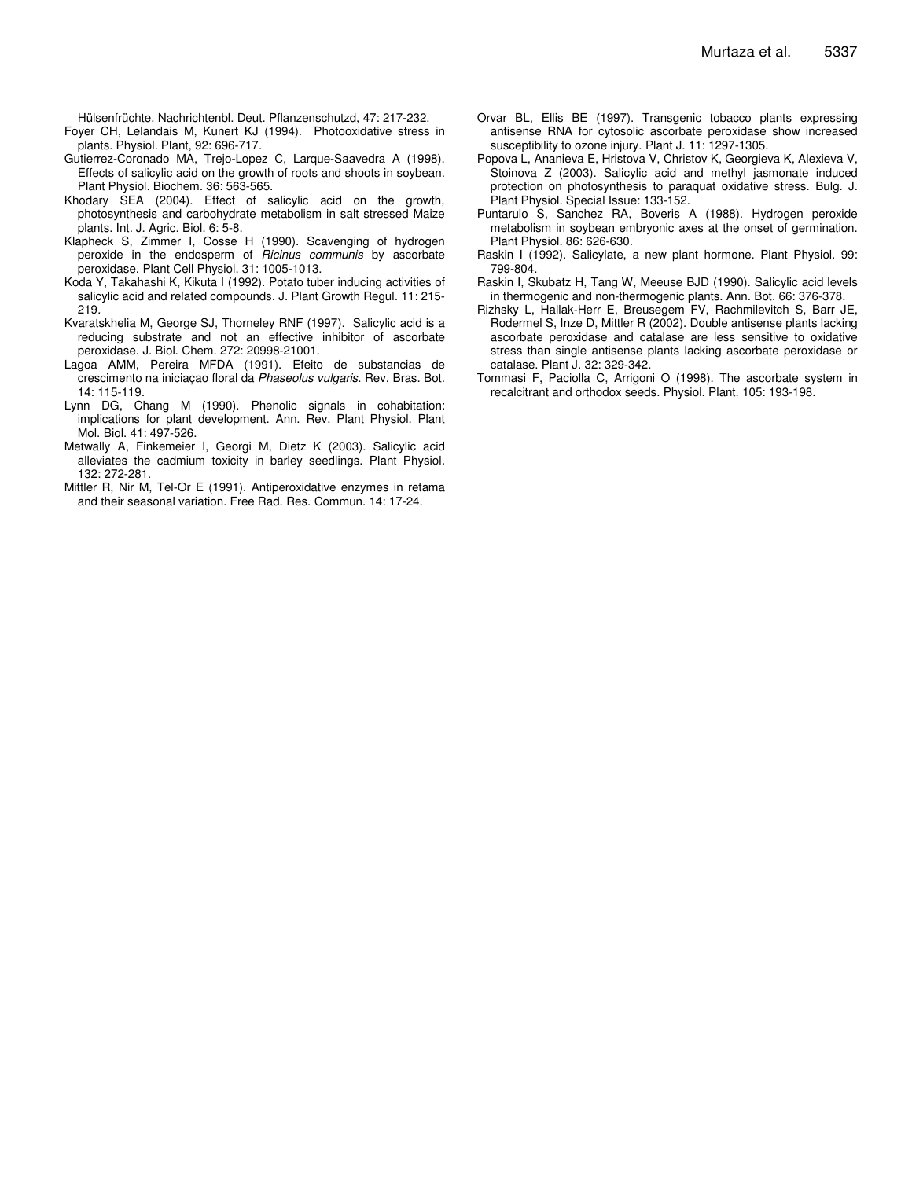Hülsenfrüchte. Nachrichtenbl. Deut. Pflanzenschutzd, 47: 217-232.

Foyer CH, Lelandais M, Kunert KJ (1994). Photooxidative stress in plants. Physiol. Plant, 92: 696-717.

Gutierrez-Coronado MA, Trejo-Lopez C, Larque-Saavedra A (1998). Effects of salicylic acid on the growth of roots and shoots in soybean. Plant Physiol. Biochem. 36: 563-565.

Khodary SEA (2004). Effect of salicylic acid on the growth, photosynthesis and carbohydrate metabolism in salt stressed Maize plants. Int. J. Agric. Biol. 6: 5-8.

Klapheck S, Zimmer I, Cosse H (1990). Scavenging of hydrogen peroxide in the endosperm of *Ricinus communis* by ascorbate peroxidase. Plant Cell Physiol. 31: 1005-1013.

Koda Y, Takahashi K, Kikuta I (1992). Potato tuber inducing activities of salicylic acid and related compounds. J. Plant Growth Regul. 11: 215-219.

Kvaratskhelia M, George SJ, Thorneley RNF (1997). Salicylic acid is a reducing substrate and not an effective inhibitor of ascorbate peroxidase. J. Biol. Chem. 272: 20998-21001.

Lagoa AMM, Pereira MFDA (1991). Efeito de substancias de crescimento na iniciaçao floral da *Phaseolus vulgaris*. Rev. Bras. Bot. 14: 115-119.

Lynn DG, Chang M (1990). Phenolic signals in cohabitation: implications for plant development. Ann. Rev. Plant Physiol. Plant Mol. Biol. 41: 497-526.

Metwally A, Finkemeier I, Georgi M, Dietz K (2003). Salicylic acid alleviates the cadmium toxicity in barley seedlings. Plant Physiol. 132: 272-281.

Mittler R, Nir M, Tel-Or E (1991). Antiperoxidative enzymes in retama and their seasonal variation. Free Rad. Res. Commun. 14: 17-24.

Orvar BL, Ellis BE (1997). Transgenic tobacco plants expressing antisense RNA for cytosolic ascorbate peroxidase show increased susceptibility to ozone injury. Plant J. 11: 1297-1305.

Popova L, Ananieva E, Hristova V, Christov K, Georgieva K, Alexieva V, Stoinova Z (2003). Salicylic acid and methyl jasmonate induced protection on photosynthesis to paraquat oxidative stress. Bulg. J. Plant Physiol. Special Issue: 133-152.

Puntarulo S, Sanchez RA, Boveris A (1988). Hydrogen peroxide metabolism in soybean embryonic axes at the onset of germination. Plant Physiol. 86: 626-630.

Raskin I (1992). Salicylate, a new plant hormone. Plant Physiol. 99: 799-804.

Raskin I, Skubatz H, Tang W, Meeuse BJD (1990). Salicylic acid levels in thermogenic and non-thermogenic plants. Ann. Bot. 66: 376-378.

Rizhsky L, Hallak-Herr E, Breusegem FV, Rachmilevitch S, Barr JE, Rodermel S, Inze D, Mittler R (2002). Double antisense plants lacking ascorbate peroxidase and catalase are less sensitive to oxidative stress than single antisense plants lacking ascorbate peroxidase or catalase. Plant J. 32: 329-342.

Tommasi F, Paciolla C, Arrigoni O (1998). The ascorbate system in recalcitrant and orthodox seeds. Physiol. Plant. 105: 193-198.